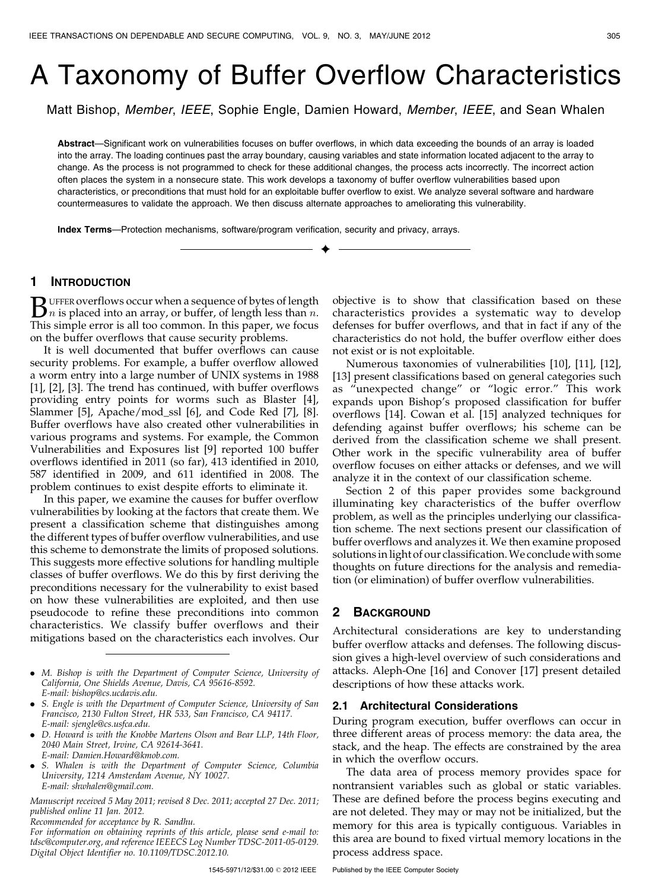# A Taxonomy of Buffer Overflow Characteristics

Matt Bishop, *Member*, *IEEE*, Sophie Engle, Damien Howard, *Member*, *IEEE*, and Sean Whalen

**Abstract**—Significant work on vulnerabilities focuses on buffer overflows, in which data exceeding the bounds of an array is loaded into the array. The loading continues past the array boundary, causing variables and state information located adjacent to the array to change. As the process is not programmed to check for these additional changes, the process acts incorrectly. The incorrect action often places the system in a nonsecure state. This work develops a taxonomy of buffer overflow vulnerabilities based upon characteristics, or preconditions that must hold for an exploitable buffer overflow to exist. We analyze several software and hardware countermeasures to validate the approach. We then discuss alternate approaches to ameliorating this vulnerability.

**Index Terms**—Protection mechanisms, software/program verification, security and privacy, arrays.

## 1 Introduction

Buffer overflows occur when a sequence of bytes of length $n$ is placed into an array, or buffer, of length less than $n$. This simple error is all too common. In this paper, we focus on the buffer overflows that cause security problems.

It is well documented that buffer overflows can cause security problems. For example, a buffer overflow allowed a worm entry into a large number of UNIX systems in 1988 [1], [2], [3]. The trend has continued, with buffer overflows providing entry points for worms such as Blaster [4], Slammer [5], Apache/mod_ssl [6], and Code Red [7], [8]. Buffer overflows have also created other vulnerabilities in various programs and systems. For example, the Common Vulnerabilities and Exposures list [9] reported 100 buffer overflows identified in 2011 (so far), 413 identified in 2010, 587 identified in 2009, and 611 identified in 2008. The problem continues to exist despite efforts to eliminate it.

In this paper, we examine the causes for buffer overflow vulnerabilities by looking at the factors that create them. We present a classification scheme that distinguishes among the different types of buffer overflow vulnerabilities, and use this scheme to demonstrate the limits of proposed solutions. This suggests more effective solutions for handling multiple classes of buffer overflows. We do this by first deriving the preconditions necessary for the vulnerability to exist based on how these vulnerabilities are exploited, and then use pseudocode to refine these preconditions into common characteristics. We classify buffer overflows and their mitigations based on the characteristics each involves. Our objective is to show that classification based on these characteristics provides a systematic way to develop defenses for buffer overflows, and that in fact if any of the characteristics do not hold, the buffer overflow either does not exist or is not exploitable.

Numerous taxonomies of vulnerabilities [10], [11], [12], [13] present classifications based on general categories such as "unexpected change" or "logic error." This work expands upon Bishop's proposed classification for buffer overflows [14]. Cowan et al. [15] analyzed techniques for defending against buffer overflows; his scheme can be derived from the classification scheme we shall present. Other work in the specific vulnerability area of buffer overflow focuses on either attacks or defenses, and we will analyze it in the context of our classification scheme.

Section 2 of this paper provides some background illuminating key characteristics of the buffer overflow problem, as well as the principles underlying our classification scheme. The next sections present our classification of buffer overflows and analyzes it. We then examine proposed solutions in light of our classification. We conclude with some thoughts on future directions for the analysis and remediation (or elimination) of buffer overflow vulnerabilities.

## 2 Background

Architectural considerations are key to understanding buffer overflow attacks and defenses. The following discussion gives a high-level overview of such considerations and attacks. Aleph-One [16] and Conover [17] present detailed descriptions of how these attacks work.

### 2.1 Architectural Considerations

During program execution, buffer overflows can occur in three different areas of process memory: the data area, the stack, and the heap. The effects are constrained by the area in which the overflow occurs.

The data area of process memory provides space for nontransient variables such as global or static variables. These are defined before the process begins executing and are not deleted. They may or may not be initialized, but the memory for this area is typically contiguous. Variables in this area are bound to fixed virtual memory locations in the process address space.

- *M. Bishop is with the Department of Computer Science, University of California, One Shields Avenue, Davis, CA 95616-8592. E-mail: bishop@cs.ucdavis.edu.*
- *S. Engle is with the Department of Computer Science, University of San Francisco, 2130 Fulton Street, HR 533, San Francisco, CA 94117. E-mail: sjengle@cs.usfca.edu.*
- *D. Howard is with the Knobbe Martens Olson and Bear LLP, 14th Floor, 2040 Main Street, Irvine, CA 92614-3641. E-mail: Damien.Howard@kmob.com.*
- *S. Whalen is with the Department of Computer Science, Columbia University, 1214 Amsterdam Avenue, NY 10027. E-mail: shwhalen@gmail.com.*

*Manuscript received 5 May 2011; revised 8 Dec. 2011; accepted 27 Dec. 2011; published online 11 Jan. 2012.*
*Recommended for acceptance by R. Sandhu.*
*For information on obtaining reprints of this article, please send e-mail to: tdsc@computer.org, and reference IEEECS Log Number TDSC-2011-05-0129. Digital Object Identifier no. 10.1109/TDSC.2012.10.*

1545-5971/12/$31.00 © 2012 IEEE Published by the IEEE Computer Society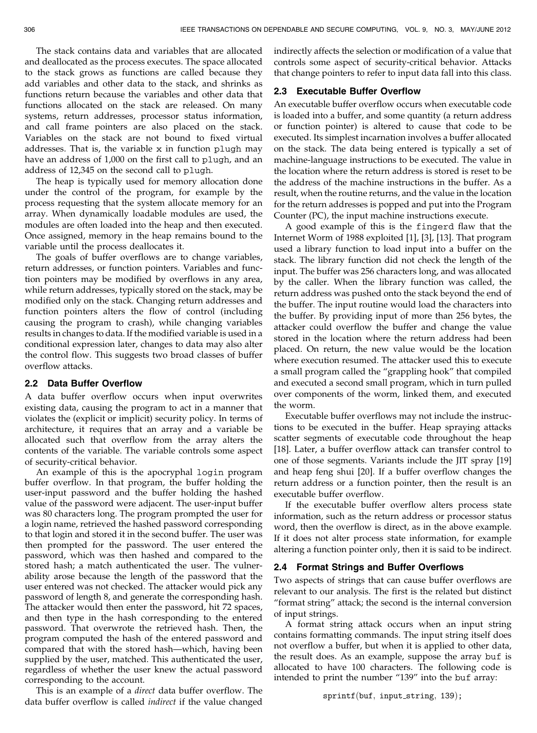The stack contains data and variables that are allocated and deallocated as the process executes. The space allocated to the stack grows as functions are called because they add variables and other data to the stack, and shrinks as functions return because the variables and other data that functions allocated on the stack are released. On many systems, return addresses, processor status information, and call frame pointers are also placed on the stack. Variables on the stack are not bound to fixed virtual addresses. That is, the variable x in function plugh may have an address of 1,000 on the first call to plugh, and an address of 12,345 on the second call to plugh.

The heap is typically used for memory allocation done under the control of the program, for example by the process requesting that the system allocate memory for an array. When dynamically loadable modules are used, the modules are often loaded into the heap and then executed. Once assigned, memory in the heap remains bound to the variable until the process deallocates it.

The goals of buffer overflows are to change variables, return addresses, or function pointers. Variables and function pointers may be modified by overflows in any area, while return addresses, typically stored on the stack, may be modified only on the stack. Changing return addresses and function pointers alters the flow of control (including causing the program to crash), while changing variables results in changes to data. If the modified variable is used in a conditional expression later, changes to data may also alter the control flow. This suggests two broad classes of buffer overflow attacks.

### 2.2 Data Buffer Overflow

A data buffer overflow occurs when input overwrites existing data, causing the program to act in a manner that violates the (explicit or implicit) security policy. In terms of architecture, it requires that an array and a variable be allocated such that overflow from the array alters the contents of the variable. The variable controls some aspect of security-critical behavior.

An example of this is the apocryphal login program buffer overflow. In that program, the buffer holding the user-input password and the buffer holding the hashed value of the password were adjacent. The user-input buffer was 80 characters long. The program prompted the user for a login name, retrieved the hashed password corresponding to that login and stored it in the second buffer. The user was then prompted for the password. The user entered the password, which was then hashed and compared to the stored hash; a match authenticated the user. The vulnerability arose because the length of the password that the user entered was not checked. The attacker would pick any password of length 8, and generate the corresponding hash. The attacker would then enter the password, hit 72 spaces, and then type in the hash corresponding to the entered password. That overwrote the retrieved hash. Then, the program computed the hash of the entered password and compared that with the stored hash—which, having been supplied by the user, matched. This authenticated the user, regardless of whether the user knew the actual password corresponding to the account.

This is an example of a *direct* data buffer overflow. The data buffer overflow is called *indirect* if the value changed indirectly affects the selection or modification of a value that controls some aspect of security-critical behavior. Attacks that change pointers to refer to input data fall into this class.

### 2.3 Executable Buffer Overflow

An executable buffer overflow occurs when executable code is loaded into a buffer, and some quantity (a return address or function pointer) is altered to cause that code to be executed. Its simplest incarnation involves a buffer allocated on the stack. The data being entered is typically a set of machine-language instructions to be executed. The value in the location where the return address is stored is reset to be the address of the machine instructions in the buffer. As a result, when the routine returns, and the value in the location for the return addresses is popped and put into the Program Counter (PC), the input machine instructions execute.

A good example of this is the fingerd flaw that the Internet Worm of 1988 exploited [1], [3], [13]. That program used a library function to load input into a buffer on the stack. The library function did not check the length of the input. The buffer was 256 characters long, and was allocated by the caller. When the library function was called, the return address was pushed onto the stack beyond the end of the buffer. The input routine would load the characters into the buffer. By providing input of more than 256 bytes, the attacker could overflow the buffer and change the value stored in the location where the return address had been placed. On return, the new value would be the location where execution resumed. The attacker used this to execute a small program called the "grappling hook" that compiled and executed a second small program, which in turn pulled over components of the worm, linked them, and executed the worm.

Executable buffer overflows may not include the instructions to be executed in the buffer. Heap spraying attacks scatter segments of executable code throughout the heap [18]. Later, a buffer overflow attack can transfer control to one of those segments. Variants include the JIT spray [19] and heap feng shui [20]. If a buffer overflow changes the return address or a function pointer, then the result is an executable buffer overflow.

If the executable buffer overflow alters process state information, such as the return address or processor status word, then the overflow is direct, as in the above example. If it does not alter process state information, for example altering a function pointer only, then it is said to be indirect.

### 2.4 Format Strings and Buffer Overflows

Two aspects of strings that can cause buffer overflows are relevant to our analysis. The first is the related but distinct "format string" attack; the second is the internal conversion of input strings.

A format string attack occurs when an input string contains formatting commands. The input string itself does not overflow a buffer, but when it is applied to other data, the result does. As an example, suppose the array buf is allocated to have 100 characters. The following code is intended to print the number "139" into the buf array:

```
sprintf(buf, input_string, 139);
```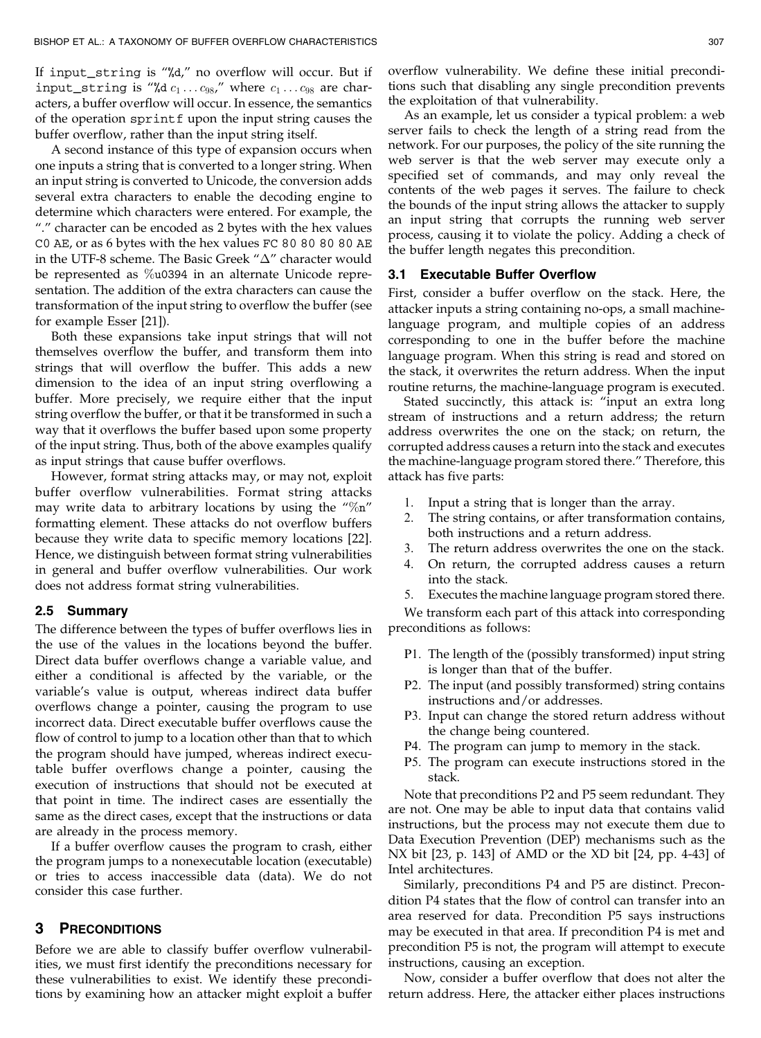If input_string is "%d," no overflow will occur. But if input_string is "%d $c_1 \ldots c_{98}$," where $c_1 \ldots c_{98}$ are characters, a buffer overflow will occur. In essence, the semantics of the operation sprintf upon the input string causes the buffer overflow, rather than the input string itself.

A second instance of this type of expansion occurs when one inputs a string that is converted to a longer string. When an input string is converted to Unicode, the conversion adds several extra characters to enable the decoding engine to determine which characters were entered. For example, the "." character can be encoded as 2 bytes with the hex values C0 AE, or as 6 bytes with the hex values FC 80 80 80 80 AE in the UTF-8 scheme. The Basic Greek "Δ" character would be represented as %u0394 in an alternate Unicode representation. The addition of the extra characters can cause the transformation of the input string to overflow the buffer (see for example Esser [21]).

Both these expansions take input strings that will not themselves overflow the buffer, and transform them into strings that will overflow the buffer. This adds a new dimension to the idea of an input string overflowing a buffer. More precisely, we require either that the input string overflow the buffer, or that it be transformed in such a way that it overflows the buffer based upon some property of the input string. Thus, both of the above examples qualify as input strings that cause buffer overflows.

However, format string attacks may, or may not, exploit buffer overflow vulnerabilities. Format string attacks may write data to arbitrary locations by using the "%n" formatting element. These attacks do not overflow buffers because they write data to specific memory locations [22]. Hence, we distinguish between format string vulnerabilities in general and buffer overflow vulnerabilities. Our work does not address format string vulnerabilities.

### 2.5 Summary

The difference between the types of buffer overflows lies in the use of the values in the locations beyond the buffer. Direct data buffer overflows change a variable value, and either a conditional is affected by the variable, or the variable's value is output, whereas indirect data buffer overflows change a pointer, causing the program to use incorrect data. Direct executable buffer overflows cause the flow of control to jump to a location other than that to which the program should have jumped, whereas indirect executable buffer overflows change a pointer, causing the execution of instructions that should not be executed at that point in time. The indirect cases are essentially the same as the direct cases, except that the instructions or data are already in the process memory.

If a buffer overflow causes the program to crash, either the program jumps to a nonexecutable location (executable) or tries to access inaccessible data (data). We do not consider this case further.

## 3 Preconditions

Before we are able to classify buffer overflow vulnerabilities, we must first identify the preconditions necessary for these vulnerabilities to exist. We identify these preconditions by examining how an attacker might exploit a buffer overflow vulnerability. We define these initial preconditions such that disabling any single precondition prevents the exploitation of that vulnerability.

As an example, let us consider a typical problem: a web server fails to check the length of a string read from the network. For our purposes, the policy of the site running the web server is that the web server may execute only a specified set of commands, and may only reveal the contents of the web pages it serves. The failure to check the bounds of the input string allows the attacker to supply an input string that corrupts the running web server process, causing it to violate the policy. Adding a check of the buffer length negates this precondition.

### 3.1 Executable Buffer Overflow

First, consider a buffer overflow on the stack. Here, the attacker inputs a string containing no-ops, a small machine-language program, and multiple copies of an address corresponding to one in the buffer before the machine language program. When this string is read and stored on the stack, it overwrites the return address. When the input routine returns, the machine-language program is executed.

Stated succinctly, this attack is: "input an extra long stream of instructions and a return address; the return address overwrites the one on the stack; on return, the corrupted address causes a return into the stack and executes the machine-language program stored there." Therefore, this attack has five parts:

1. Input a string that is longer than the array.
2. The string contains, or after transformation contains, both instructions and a return address.
3. The return address overwrites the one on the stack.
4. On return, the corrupted address causes a return into the stack.
5. Executes the machine language program stored there.

We transform each part of this attack into corresponding preconditions as follows:

- P1. The length of the (possibly transformed) input string is longer than that of the buffer.
- P2. The input (and possibly transformed) string contains instructions and/or addresses.
- P3. Input can change the stored return address without the change being countered.
- P4. The program can jump to memory in the stack.
- P5. The program can execute instructions stored in the stack.

Note that preconditions P2 and P5 seem redundant. They are not. One may be able to input data that contains valid instructions, but the process may not execute them due to Data Execution Prevention (DEP) mechanisms such as the NX bit [23, p. 143] of AMD or the XD bit [24, pp. 4-43] of Intel architectures.

Similarly, preconditions P4 and P5 are distinct. Precondition P4 states that the flow of control can transfer into an area reserved for data. Precondition P5 says instructions may be executed in that area. If precondition P4 is met and precondition P5 is not, the program will attempt to execute instructions, causing an exception.

Now, consider a buffer overflow that does not alter the return address. Here, the attacker either places instructions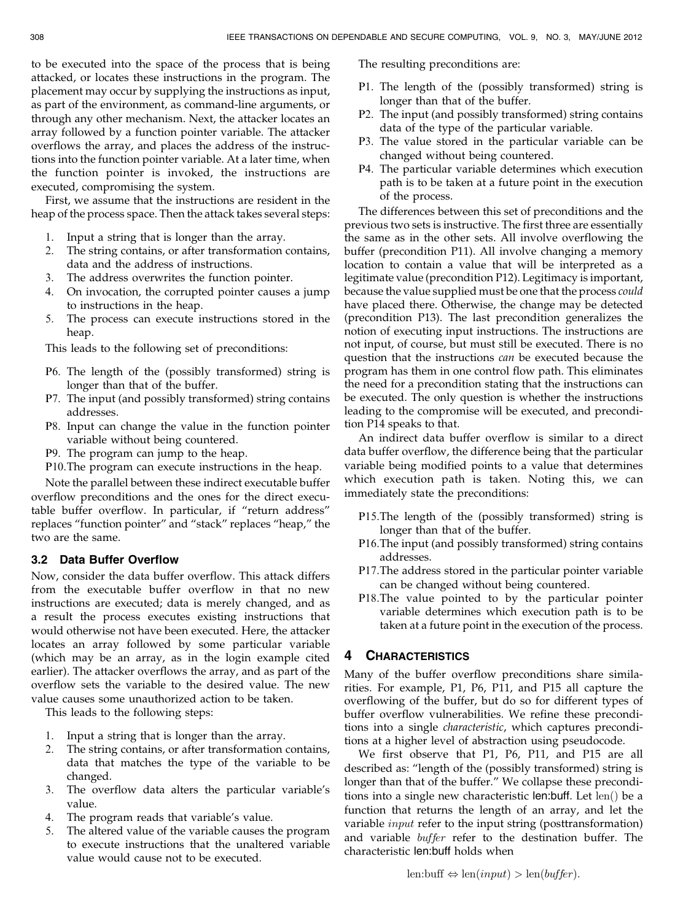to be executed into the space of the process that is being attacked, or locates these instructions in the program. The placement may occur by supplying the instructions as input, as part of the environment, as command-line arguments, or through any other mechanism. Next, the attacker locates an array followed by a function pointer variable. The attacker overflows the array, and places the address of the instructions into the function pointer variable. At a later time, when the function pointer is invoked, the instructions are executed, compromising the system.

First, we assume that the instructions are resident in the heap of the process space. Then the attack takes several steps:

1. Input a string that is longer than the array.
2. The string contains, or after transformation contains, data and the address of instructions.
3. The address overwrites the function pointer.
4. On invocation, the corrupted pointer causes a jump to instructions in the heap.
5. The process can execute instructions stored in the heap.

This leads to the following set of preconditions:

- P6. The length of the (possibly transformed) string is longer than that of the buffer.
- P7. The input (and possibly transformed) string contains addresses.
- P8. Input can change the value in the function pointer variable without being countered.
- P9. The program can jump to the heap.
- P10. The program can execute instructions in the heap.

Note the parallel between these indirect executable buffer overflow preconditions and the ones for the direct executable buffer overflow. In particular, if "return address" replaces "function pointer" and "stack" replaces "heap," the two are the same.

### 3.2 Data Buffer Overflow

Now, consider the data buffer overflow. This attack differs from the executable buffer overflow in that no new instructions are executed; data is merely changed, and as a result the process executes existing instructions that would otherwise not have been executed. Here, the attacker locates an array followed by some particular variable (which may be an array, as in the login example cited earlier). The attacker overflows the array, and as part of the overflow sets the variable to the desired value. The new value causes some unauthorized action to be taken.

This leads to the following steps:

1. Input a string that is longer than the array.
2. The string contains, or after transformation contains, data that matches the type of the variable to be changed.
3. The overflow data alters the particular variable's value.
4. The program reads that variable's value.
5. The altered value of the variable causes the program to execute instructions that the unaltered variable value would cause not to be executed.

The resulting preconditions are:

- P1. The length of the (possibly transformed) string is longer than that of the buffer.
- P2. The input (and possibly transformed) string contains data of the type of the particular variable.
- P3. The value stored in the particular variable can be changed without being countered.
- P4. The particular variable determines which execution path is to be taken at a future point in the execution of the process.

The differences between this set of preconditions and the previous two sets is instructive. The first three are essentially the same as in the other sets. All involve overflowing the buffer (precondition P11). All involve changing a memory location to contain a value that will be interpreted as a legitimate value (precondition P12). Legitimacy is important, because the value supplied must be one that the process *could* have placed there. Otherwise, the change may be detected (precondition P13). The last precondition generalizes the notion of executing input instructions. The instructions are not input, of course, but must still be executed. There is no question that the instructions *can* be executed because the program has them in one control flow path. This eliminates the need for a precondition stating that the instructions can be executed. The only question is whether the instructions leading to the compromise will be executed, and precondition P14 speaks to that.

An indirect data buffer overflow is similar to a direct data buffer overflow, the difference being that the particular variable being modified points to a value that determines which execution path is taken. Noting this, we can immediately state the preconditions:

- P15. The length of the (possibly transformed) string is longer than that of the buffer.
- P16. The input (and possibly transformed) string contains addresses.
- P17. The address stored in the particular pointer variable can be changed without being countered.
- P18. The value pointed to by the particular pointer variable determines which execution path is to be taken at a future point in the execution of the process.

## 4 Characteristics

Many of the buffer overflow preconditions share similarities. For example, P1, P6, P11, and P15 all capture the overflowing of the buffer, but do so for different types of buffer overflow vulnerabilities. We refine these preconditions into a single *characteristic*, which captures preconditions at a higher level of abstraction using pseudocode.

We first observe that P1, P6, P11, and P15 are all described as: "length of the (possibly transformed) string is longer than that of the buffer." We collapse these preconditions into a single new characteristic len:buff. Let $\mathrm{len}()$ be a function that returns the length of an array, and let the variable $input$ refer to the input string (posttransformation) and variable $buffer$ refer to the destination buffer. The characteristic len:buff holds when

$$\text{len:buff} \Leftrightarrow \mathrm{len}(input) > \mathrm{len}(buffer).$$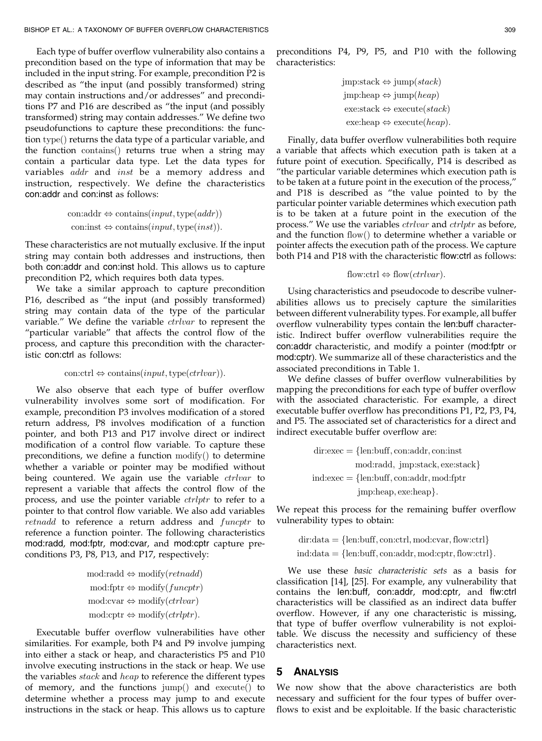Each type of buffer overflow vulnerability also contains a precondition based on the type of information that may be included in the input string. For example, precondition P2 is described as "the input (and possibly transformed) string may contain instructions and/or addresses" and preconditions P7 and P16 are described as "the input (and possibly transformed) string may contain addresses." We define two pseudofunctions to capture these preconditions: the function $\mathrm{type}()$ returns the data type of a particular variable, and the function $\mathrm{contains}()$ returns true when a string may contain a particular data type. Let the data types for variables $addr$ and $inst$ be a memory address and instruction, respectively. We define the characteristics con:addr and con:inst as follows:

$$\mathrm{con{:}addr} \Leftrightarrow \mathrm{contains}(input, \mathrm{type}(addr))$$
$$\mathrm{con{:}inst} \Leftrightarrow \mathrm{contains}(input, \mathrm{type}(inst)).$$

These characteristics are not mutually exclusive. If the input string may contain both addresses and instructions, then both con:addr and con:inst hold. This allows us to capture precondition P2, which requires both data types.

We take a similar approach to capture precondition P16, described as "the input (and possibly transformed) string may contain data of the type of the particular variable." We define the variable $ctrlvar$ to represent the "particular variable" that affects the control flow of the process, and capture this precondition with the characteristic con:ctrl as follows:

$$\mathrm{con{:}ctrl} \Leftrightarrow \mathrm{contains}(input, \mathrm{type}(ctrlvar)).$$

We also observe that each type of buffer overflow vulnerability involves some sort of modification. For example, precondition P3 involves modification of a stored return address, P8 involves modification of a function pointer, and both P13 and P17 involve direct or indirect modification of a control flow variable. To capture these preconditions, we define a function $\mathrm{modify}()$ to determine whether a variable or pointer may be modified without being countered. We again use the variable $ctrlvar$ to represent a variable that affects the control flow of the process, and use the pointer variable $ctrlptr$ to refer to a pointer to that control flow variable. We also add variables $retnadd$ to reference a return address and $funcptr$ to reference a function pointer. The following characteristics mod:radd, mod:fptr, mod:cvar, and mod:cptr capture preconditions P3, P8, P13, and P17, respectively:

$$\mathrm{mod{:}radd} \Leftrightarrow \mathrm{modify}(retnadd)$$
$$\mathrm{mod{:}fptr} \Leftrightarrow \mathrm{modify}(funcptr)$$
$$\mathrm{mod{:}cvar} \Leftrightarrow \mathrm{modify}(ctrlvar)$$
$$\mathrm{mod{:}cptr} \Leftrightarrow \mathrm{modify}(ctrlptr).$$

Executable buffer overflow vulnerabilities have other similarities. For example, both P4 and P9 involve jumping into either a stack or heap, and characteristics P5 and P10 involve executing instructions in the stack or heap. We use the variables $stack$ and $heap$ to reference the different types of memory, and the functions $\mathrm{jump}()$ and $\mathrm{execute}()$ to determine whether a process may jump to and execute instructions in the stack or heap. This allows us to capture preconditions P4, P9, P5, and P10 with the following characteristics:

$$\mathrm{jmp{:}stack} \Leftrightarrow \mathrm{jump}(stack)$$
$$\mathrm{jmp{:}heap} \Leftrightarrow \mathrm{jump}(heap)$$
$$\mathrm{exe{:}stack} \Leftrightarrow \mathrm{execute}(stack)$$
$$\mathrm{exe{:}heap} \Leftrightarrow \mathrm{execute}(heap).$$

Finally, data buffer overflow vulnerabilities both require a variable that affects which execution path is taken at a future point of execution. Specifically, P14 is described as "the particular variable determines which execution path is to be taken at a future point in the execution of the process," and P18 is described as "the value pointed to by the particular pointer variable determines which execution path is to be taken at a future point in the execution of the process." We use the variables $ctrlvar$ and $ctrlptr$ as before, and the function $\mathrm{flow}()$ to determine whether a variable or pointer affects the execution path of the process. We capture both P14 and P18 with the characteristic flow:ctrl as follows:

$$\mathrm{flow{:}ctrl} \Leftrightarrow \mathrm{flow}(ctrlvar).$$

Using characteristics and pseudocode to describe vulnerabilities allows us to precisely capture the similarities between different vulnerability types. For example, all buffer overflow vulnerability types contain the len:buff characteristic. Indirect buffer overflow vulnerabilities require the con:addr characteristic, and modify a pointer (mod:fptr or mod:cptr). We summarize all of these characteristics and the associated preconditions in Table 1.

We define classes of buffer overflow vulnerabilities by mapping the preconditions for each type of buffer overflow with the associated characteristic. For example, a direct executable buffer overflow has preconditions P1, P2, P3, P4, and P5. The associated set of characteristics for a direct and indirect executable buffer overflow are:

$$\begin{aligned}\mathrm{dir{:}exec} &= \{\mathrm{len{:}buff}, \mathrm{con{:}addr}, \mathrm{con{:}inst} \\ &\quad \mathrm{mod{:}radd},\ \mathrm{jmp{:}stack}, \mathrm{exe{:}stack}\} \\ \mathrm{ind{:}exec} &= \{\mathrm{len{:}buff}, \mathrm{con{:}addr}, \mathrm{mod{:}fptr} \\ &\quad \mathrm{jmp{:}heap}, \mathrm{exe{:}heap}\}.\end{aligned}$$

We repeat this process for the remaining buffer overflow vulnerability types to obtain:

$$\mathrm{dir{:}data} = \{\mathrm{len{:}buff}, \mathrm{con{:}ctrl}, \mathrm{mod{:}cvar}, \mathrm{flow{:}ctrl}\}$$
$$\mathrm{ind{:}data} = \{\mathrm{len{:}buff}, \mathrm{con{:}addr}, \mathrm{mod{:}cptr}, \mathrm{flow{:}ctrl}\}.$$

We use these *basic characteristic sets* as a basis for classification [14], [25]. For example, any vulnerability that contains the len:buff, con:addr, mod:cptr, and flw:ctrl characteristics will be classified as an indirect data buffer overflow. However, if any one characteristic is missing, that type of buffer overflow vulnerability is not exploitable. We discuss the necessity and sufficiency of these characteristics next.

## 5 Analysis

We now show that the above characteristics are both necessary and sufficient for the four types of buffer overflows to exist and be exploitable. If the basic characteristic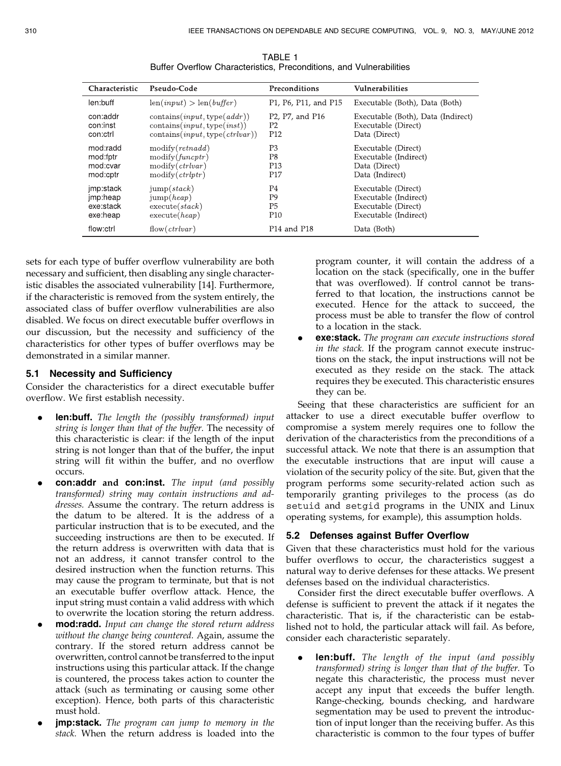TABLE 1
Buffer Overflow Characteristics, Preconditions, and Vulnerabilities

| Characteristic | Pseudo-Code | Preconditions | Vulnerabilities |
| --- | --- | --- | --- |
| len:buff | $\text{len}(input) > \text{len}(buffer)$ | P1, P6, P11, and P15 | Executable (Both), Data (Both) |
| con:addr | $\text{contains}(input, \text{type}(addr))$ | P2, P7, and P16 | Executable (Both), Data (Indirect) |
| con:inst | $\text{contains}(input, \text{type}(inst))$ | P2 | Executable (Direct) |
| con:ctrl | $\text{contains}(input, \text{type}(ctrlvar))$ | P12 | Data (Direct) |
| mod:radd | $\text{modify}(retnadd)$ | P3 | Executable (Direct) |
| mod:fptr | $\text{modify}(funcptr)$ | P8 | Executable (Indirect) |
| mod:cvar | $\text{modify}(ctrlvar)$ | P13 | Data (Direct) |
| mod:cptr | $\text{modify}(ctrlptr)$ | P17 | Data (Indirect) |
| jmp:stack | $\text{jump}(stack)$ | P4 | Executable (Direct) |
| jmp:heap | $\text{jump}(heap)$ | P9 | Executable (Indirect) |
| exe:stack | $\text{execute}(stack)$ | P5 | Executable (Direct) |
| exe:heap | $\text{execute}(heap)$ | P10 | Executable (Indirect) |
| flow:ctrl | $\text{flow}(ctrlvar)$ | P14 and P18 | Data (Both) |

sets for each type of buffer overflow vulnerability are both necessary and sufficient, then disabling any single characteristic disables the associated vulnerability [14]. Furthermore, if the characteristic is removed from the system entirely, the associated class of buffer overflow vulnerabilities are also disabled. We focus on direct executable buffer overflows in our discussion, but the necessity and sufficiency of the characteristics for other types of buffer overflows may be demonstrated in a similar manner.

### 5.1 Necessity and Sufficiency

Consider the characteristics for a direct executable buffer overflow. We first establish necessity.

- **len:buff.** *The length the (possibly transformed) input string is longer than that of the buffer.* The necessity of this characteristic is clear: if the length of the input string is not longer than that of the buffer, the input string will fit within the buffer, and no overflow occurs.
- **con:addr** and **con:inst.** *The input (and possibly transformed) string may contain instructions and addresses.* Assume the contrary. The return address is the datum to be altered. It is the address of a particular instruction that is to be executed, and the succeeding instructions are then to be executed. If the return address is overwritten with data that is not an address, it cannot transfer control to the desired instruction when the function returns. This may cause the program to terminate, but that is not an executable buffer overflow attack. Hence, the input string must contain a valid address with which to overwrite the location storing the return address.
- **mod:radd.** *Input can change the stored return address without the change being countered.* Again, assume the contrary. If the stored return address cannot be overwritten, control cannot be transferred to the input instructions using this particular attack. If the change is countered, the process takes action to counter the attack (such as terminating or causing some other exception). Hence, both parts of this characteristic must hold.
- **jmp:stack.** *The program can jump to memory in the stack.* When the return address is loaded into the program counter, it will contain the address of a location on the stack (specifically, one in the buffer that was overflowed). If control cannot be transferred to that location, the instructions cannot be executed. Hence for the attack to succeed, the process must be able to transfer the flow of control to a location in the stack.
- **exe:stack.** *The program can execute instructions stored in the stack.* If the program cannot execute instructions on the stack, the input instructions will not be executed as they reside on the stack. The attack requires they be executed. This characteristic ensures they can be.

Seeing that these characteristics are sufficient for an attacker to use a direct executable buffer overflow to compromise a system merely requires one to follow the derivation of the characteristics from the preconditions of a successful attack. We note that there is an assumption that the executable instructions that are input will cause a violation of the security policy of the site. But, given that the program performs some security-related action such as temporarily granting privileges to the process (as do `setuid` and `setgid` programs in the UNIX and Linux operating systems, for example), this assumption holds.

### 5.2 Defenses against Buffer Overflow

Given that these characteristics must hold for the various buffer overflows to occur, the characteristics suggest a natural way to derive defenses for these attacks. We present defenses based on the individual characteristics.

Consider first the direct executable buffer overflows. A defense is sufficient to prevent the attack if it negates the characteristic. That is, if the characteristic can be established not to hold, the particular attack will fail. As before, consider each characteristic separately.

- **len:buff.** *The length of the input (and possibly transformed) string is longer than that of the buffer.* To negate this characteristic, the process must never accept any input that exceeds the buffer length. Range-checking, bounds checking, and hardware segmentation may be used to prevent the introduction of input longer than the receiving buffer. As this characteristic is common to the four types of buffer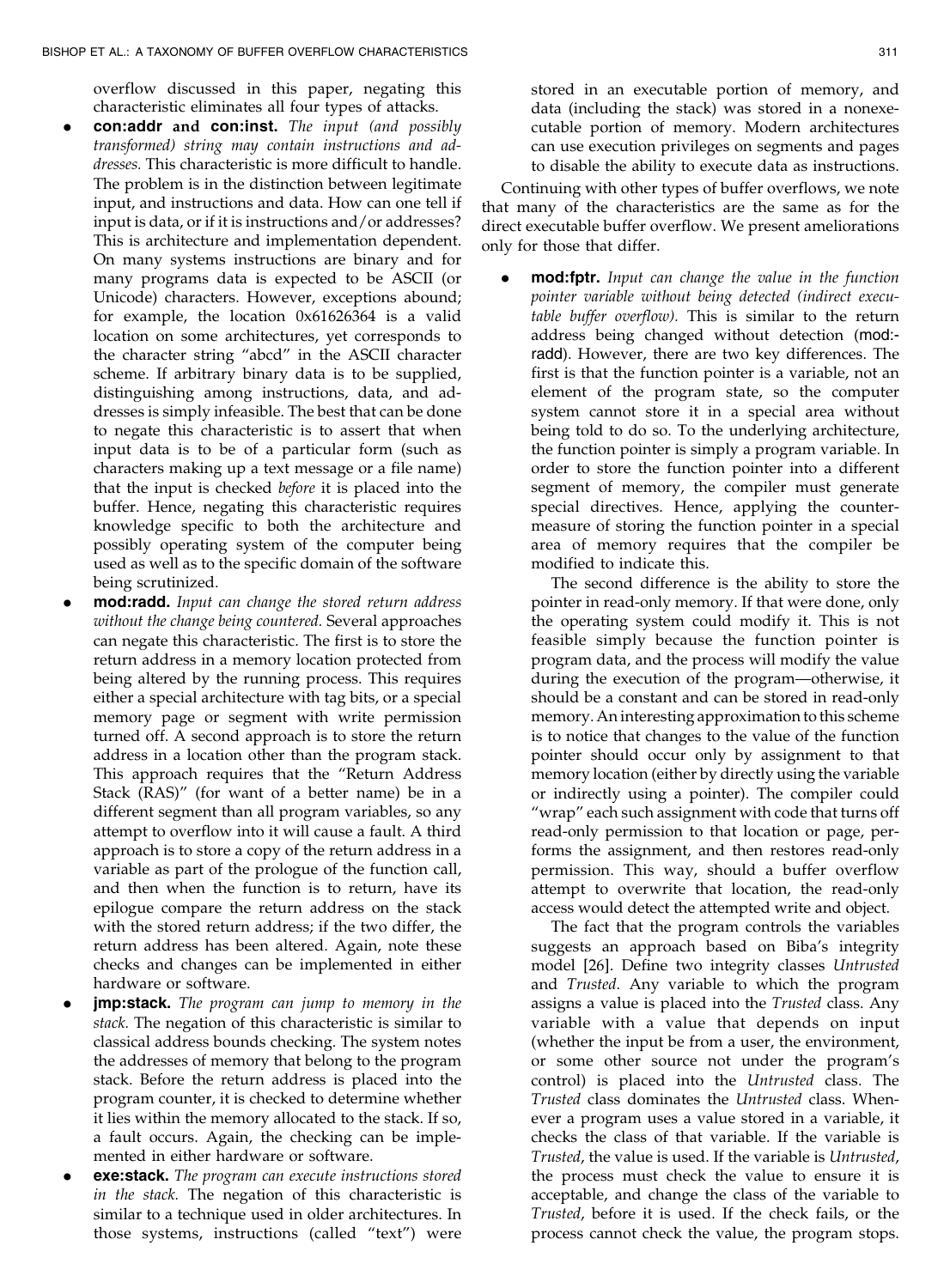overflow discussed in this paper, negating this characteristic eliminates all four types of attacks.

- **con:addr and con:inst.** *The input (and possibly transformed) string may contain instructions and addresses.* This characteristic is more difficult to handle. The problem is in the distinction between legitimate input, and instructions and data. How can one tell if input is data, or if it is instructions and/or addresses? This is architecture and implementation dependent. On many systems instructions are binary and for many programs data is expected to be ASCII (or Unicode) characters. However, exceptions abound; for example, the location 0x61626364 is a valid location on some architectures, yet corresponds to the character string "abcd" in the ASCII character scheme. If arbitrary binary data is to be supplied, distinguishing among instructions, data, and addresses is simply infeasible. The best that can be done to negate this characteristic is to assert that when input data is to be of a particular form (such as characters making up a text message or a file name) that the input is checked *before* it is placed into the buffer. Hence, negating this characteristic requires knowledge specific to both the architecture and possibly operating system of the computer being used as well as to the specific domain of the software being scrutinized.
- **mod:radd.** *Input can change the stored return address without the change being countered.* Several approaches can negate this characteristic. The first is to store the return address in a memory location protected from being altered by the running process. This requires either a special architecture with tag bits, or a special memory page or segment with write permission turned off. A second approach is to store the return address in a location other than the program stack. This approach requires that the "Return Address Stack (RAS)" (for want of a better name) be in a different segment than all program variables, so any attempt to overflow into it will cause a fault. A third approach is to store a copy of the return address in a variable as part of the prologue of the function call, and then when the function is to return, have its epilogue compare the return address on the stack with the stored return address; if the two differ, the return address has been altered. Again, note these checks and changes can be implemented in either hardware or software.
- **jmp:stack.** *The program can jump to memory in the stack.* The negation of this characteristic is similar to classical address bounds checking. The system notes the addresses of memory that belong to the program stack. Before the return address is placed into the program counter, it is checked to determine whether it lies within the memory allocated to the stack. If so, a fault occurs. Again, the checking can be implemented in either hardware or software.
- **exe:stack.** *The program can execute instructions stored in the stack.* The negation of this characteristic is similar to a technique used in older architectures. In those systems, instructions (called "text") were stored in an executable portion of memory, and data (including the stack) was stored in a nonexecutable portion of memory. Modern architectures can use execution privileges on segments and pages to disable the ability to execute data as instructions.

Continuing with other types of buffer overflows, we note that many of the characteristics are the same as for the direct executable buffer overflow. We present ameliorations only for those that differ.

- **mod:fptr.** *Input can change the value in the function pointer variable without being detected (indirect executable buffer overflow).* This is similar to the return address being changed without detection (mod:radd). However, there are two key differences. The first is that the function pointer is a variable, not an element of the program state, so the computer system cannot store it in a special area without being told to do so. To the underlying architecture, the function pointer is simply a program variable. In order to store the function pointer into a different segment of memory, the compiler must generate special directives. Hence, applying the countermeasure of storing the function pointer in a special area of memory requires that the compiler be modified to indicate this.

  The second difference is the ability to store the pointer in read-only memory. If that were done, only the operating system could modify it. This is not feasible simply because the function pointer is program data, and the process will modify the value during the execution of the program—otherwise, it should be a constant and can be stored in read-only memory. An interesting approximation to this scheme is to notice that changes to the value of the function pointer should occur only by assignment to that memory location (either by directly using the variable or indirectly using a pointer). The compiler could "wrap" each such assignment with code that turns off read-only permission to that location or page, performs the assignment, and then restores read-only permission. This way, should a buffer overflow attempt to overwrite that location, the read-only access would detect the attempted write and object.

  The fact that the program controls the variables suggests an approach based on Biba's integrity model [26]. Define two integrity classes *Untrusted* and *Trusted*. Any variable to which the program assigns a value is placed into the *Trusted* class. Any variable with a value that depends on input (whether the input be from a user, the environment, or some other source not under the program's control) is placed into the *Untrusted* class. The *Trusted* class dominates the *Untrusted* class. Whenever a program uses a value stored in a variable, it checks the class of that variable. If the variable is *Trusted*, the value is used. If the variable is *Untrusted*, the process must check the value to ensure it is acceptable, and change the class of the variable to *Trusted*, before it is used. If the check fails, or the process cannot check the value, the program stops.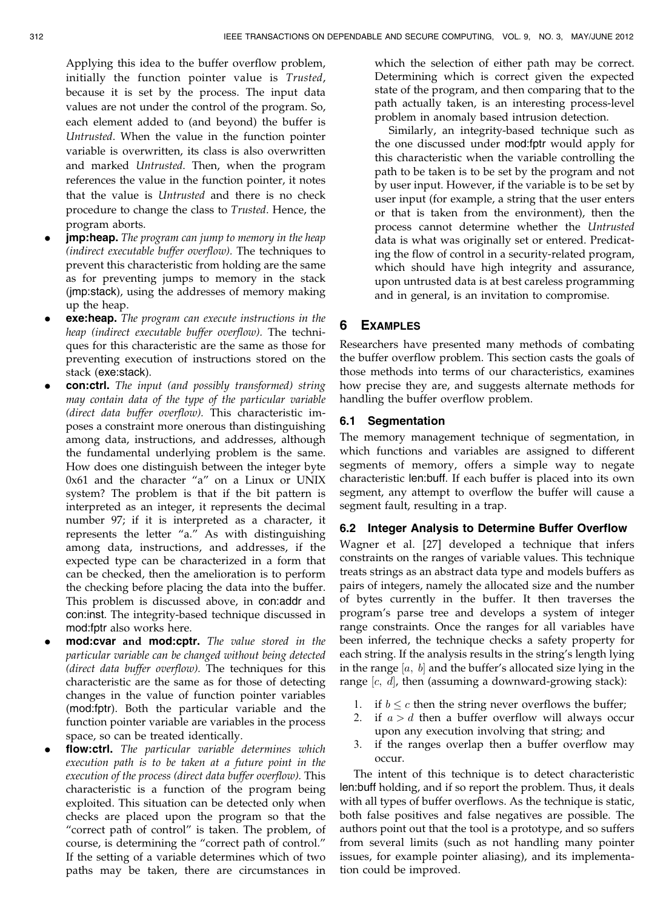Applying this idea to the buffer overflow problem, initially the function pointer value is *Trusted*, because it is set by the process. The input data values are not under the control of the program. So, each element added to (and beyond) the buffer is *Untrusted*. When the value in the function pointer variable is overwritten, its class is also overwritten and marked *Untrusted*. Then, when the program references the value in the function pointer, it notes that the value is *Untrusted* and there is no check procedure to change the class to *Trusted*. Hence, the program aborts.

- **jmp:heap.** *The program can jump to memory in the heap (indirect executable buffer overflow).* The techniques to prevent this characteristic from holding are the same as for preventing jumps to memory in the stack (jmp:stack), using the addresses of memory making up the heap.
- **exe:heap.** *The program can execute instructions in the heap (indirect executable buffer overflow).* The techniques for this characteristic are the same as those for preventing execution of instructions stored on the stack (exe:stack).
- **con:ctrl.** *The input (and possibly transformed) string may contain data of the type of the particular variable (direct data buffer overflow).* This characteristic imposes a constraint more onerous than distinguishing among data, instructions, and addresses, although the fundamental underlying problem is the same. How does one distinguish between the integer byte 0x61 and the character "a" on a Linux or UNIX system? The problem is that if the bit pattern is interpreted as an integer, it represents the decimal number 97; if it is interpreted as a character, it represents the letter "a." As with distinguishing among data, instructions, and addresses, if the expected type can be characterized in a form that can be checked, then the amelioration is to perform the checking before placing the data into the buffer. This problem is discussed above, in con:addr and con:inst. The integrity-based technique discussed in mod:fptr also works here.
- **mod:cvar and mod:cptr.** *The value stored in the particular variable can be changed without being detected (direct data buffer overflow).* The techniques for this characteristic are the same as for those of detecting changes in the value of function pointer variables (mod:fptr). Both the particular variable and the function pointer variable are variables in the process space, so can be treated identically.
- **flow:ctrl.** *The particular variable determines which execution path is to be taken at a future point in the execution of the process (direct data buffer overflow).* This characteristic is a function of the program being exploited. This situation can be detected only when checks are placed upon the program so that the "correct path of control" is taken. The problem, of course, is determining the "correct path of control." If the setting of a variable determines which of two paths may be taken, there are circumstances in which the selection of either path may be correct. Determining which is correct given the expected state of the program, and then comparing that to the path actually taken, is an interesting process-level problem in anomaly based intrusion detection.

  Similarly, an integrity-based technique such as the one discussed under mod:fptr would apply for this characteristic when the variable controlling the path to be taken is to be set by the program and not by user input. However, if the variable is to be set by user input (for example, a string that the user enters or that is taken from the environment), then the process cannot determine whether the *Untrusted* data is what was originally set or entered. Predicating the flow of control in a security-related program, which should have high integrity and assurance, upon untrusted data is at best careless programming and in general, is an invitation to compromise.

## 6 Examples

Researchers have presented many methods of combating the buffer overflow problem. This section casts the goals of those methods into terms of our characteristics, examines how precise they are, and suggests alternate methods for handling the buffer overflow problem.

### 6.1 Segmentation

The memory management technique of segmentation, in which functions and variables are assigned to different segments of memory, offers a simple way to negate characteristic len:buff. If each buffer is placed into its own segment, any attempt to overflow the buffer will cause a segment fault, resulting in a trap.

### 6.2 Integer Analysis to Determine Buffer Overflow

Wagner et al. [27] developed a technique that infers constraints on the ranges of variable values. This technique treats strings as an abstract data type and models buffers as pairs of integers, namely the allocated size and the number of bytes currently in the buffer. It then traverses the program's parse tree and develops a system of integer range constraints. Once the ranges for all variables have been inferred, the technique checks a safety property for each string. If the analysis results in the string's length lying in the range $[a, b]$ and the buffer's allocated size lying in the range $[c, d]$, then (assuming a downward-growing stack):

1. if $b \leq c$ then the string never overflows the buffer;
2. if $a > d$ then a buffer overflow will always occur upon any execution involving that string; and
3. if the ranges overlap then a buffer overflow may occur.

The intent of this technique is to detect characteristic len:buff holding, and if so report the problem. Thus, it deals with all types of buffer overflows. As the technique is static, both false positives and false negatives are possible. The authors point out that the tool is a prototype, and so suffers from several limits (such as not handling many pointer issues, for example pointer aliasing), and its implementation could be improved.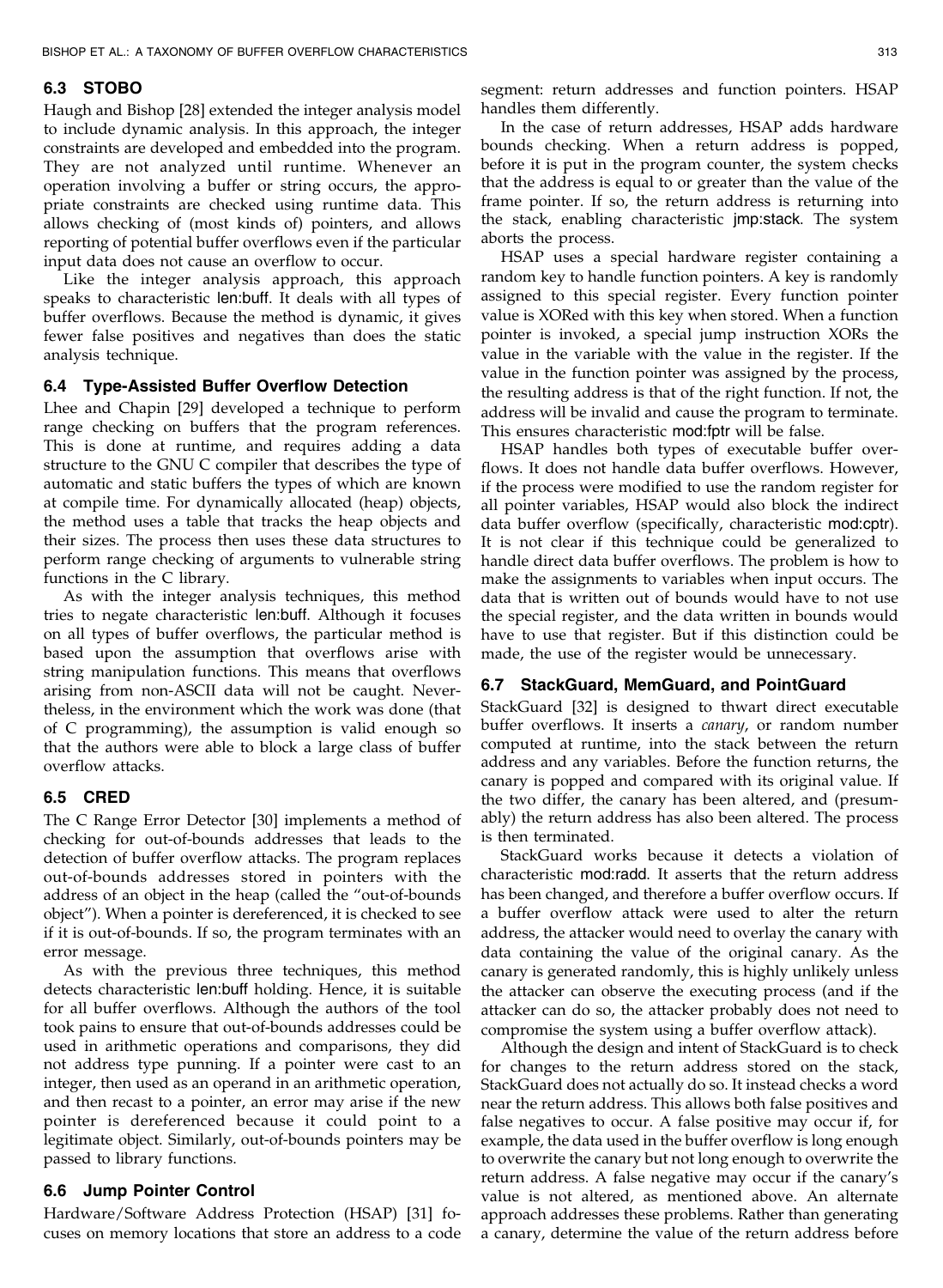### 6.3 STOBO

Haugh and Bishop [28] extended the integer analysis model to include dynamic analysis. In this approach, the integer constraints are developed and embedded into the program. They are not analyzed until runtime. Whenever an operation involving a buffer or string occurs, the appropriate constraints are checked using runtime data. This allows checking of (most kinds of) pointers, and allows reporting of potential buffer overflows even if the particular input data does not cause an overflow to occur.

Like the integer analysis approach, this approach speaks to characteristic len:buff. It deals with all types of buffer overflows. Because the method is dynamic, it gives fewer false positives and negatives than does the static analysis technique.

### 6.4 Type-Assisted Buffer Overflow Detection

Lhee and Chapin [29] developed a technique to perform range checking on buffers that the program references. This is done at runtime, and requires adding a data structure to the GNU C compiler that describes the type of automatic and static buffers the types of which are known at compile time. For dynamically allocated (heap) objects, the method uses a table that tracks the heap objects and their sizes. The process then uses these data structures to perform range checking of arguments to vulnerable string functions in the C library.

As with the integer analysis techniques, this method tries to negate characteristic len:buff. Although it focuses on all types of buffer overflows, the particular method is based upon the assumption that overflows arise with string manipulation functions. This means that overflows arising from non-ASCII data will not be caught. Nevertheless, in the environment which the work was done (that of C programming), the assumption is valid enough so that the authors were able to block a large class of buffer overflow attacks.

### 6.5 CRED

The C Range Error Detector [30] implements a method of checking for out-of-bounds addresses that leads to the detection of buffer overflow attacks. The program replaces out-of-bounds addresses stored in pointers with the address of an object in the heap (called the "out-of-bounds object"). When a pointer is dereferenced, it is checked to see if it is out-of-bounds. If so, the program terminates with an error message.

As with the previous three techniques, this method detects characteristic len:buff holding. Hence, it is suitable for all buffer overflows. Although the authors of the tool took pains to ensure that out-of-bounds addresses could be used in arithmetic operations and comparisons, they did not address type punning. If a pointer were cast to an integer, then used as an operand in an arithmetic operation, and then recast to a pointer, an error may arise if the new pointer is dereferenced because it could point to a legitimate object. Similarly, out-of-bounds pointers may be passed to library functions.

### 6.6 Jump Pointer Control

Hardware/Software Address Protection (HSAP) [31] focuses on memory locations that store an address to a code segment: return addresses and function pointers. HSAP handles them differently.

In the case of return addresses, HSAP adds hardware bounds checking. When a return address is popped, before it is put in the program counter, the system checks that the address is equal to or greater than the value of the frame pointer. If so, the return address is returning into the stack, enabling characteristic jmp:stack. The system aborts the process.

HSAP uses a special hardware register containing a random key to handle function pointers. A key is randomly assigned to this special register. Every function pointer value is XORed with this key when stored. When a function pointer is invoked, a special jump instruction XORs the value in the variable with the value in the register. If the value in the function pointer was assigned by the process, the resulting address is that of the right function. If not, the address will be invalid and cause the program to terminate. This ensures characteristic mod:fptr will be false.

HSAP handles both types of executable buffer overflows. It does not handle data buffer overflows. However, if the process were modified to use the random register for all pointer variables, HSAP would also block the indirect data buffer overflow (specifically, characteristic mod:cptr). It is not clear if this technique could be generalized to handle direct data buffer overflows. The problem is how to make the assignments to variables when input occurs. The data that is written out of bounds would have to not use the special register, and the data written in bounds would have to use that register. But if this distinction could be made, the use of the register would be unnecessary.

### 6.7 StackGuard, MemGuard, and PointGuard

StackGuard [32] is designed to thwart direct executable buffer overflows. It inserts a *canary*, or random number computed at runtime, into the stack between the return address and any variables. Before the function returns, the canary is popped and compared with its original value. If the two differ, the canary has been altered, and (presumably) the return address has also been altered. The process is then terminated.

StackGuard works because it detects a violation of characteristic mod:radd. It asserts that the return address has been changed, and therefore a buffer overflow occurs. If a buffer overflow attack were used to alter the return address, the attacker would need to overlay the canary with data containing the value of the original canary. As the canary is generated randomly, this is highly unlikely unless the attacker can observe the executing process (and if the attacker can do so, the attacker probably does not need to compromise the system using a buffer overflow attack).

Although the design and intent of StackGuard is to check for changes to the return address stored on the stack, StackGuard does not actually do so. It instead checks a word near the return address. This allows both false positives and false negatives to occur. A false positive may occur if, for example, the data used in the buffer overflow is long enough to overwrite the canary but not long enough to overwrite the return address. A false negative may occur if the canary's value is not altered, as mentioned above. An alternate approach addresses these problems. Rather than generating a canary, determine the value of the return address before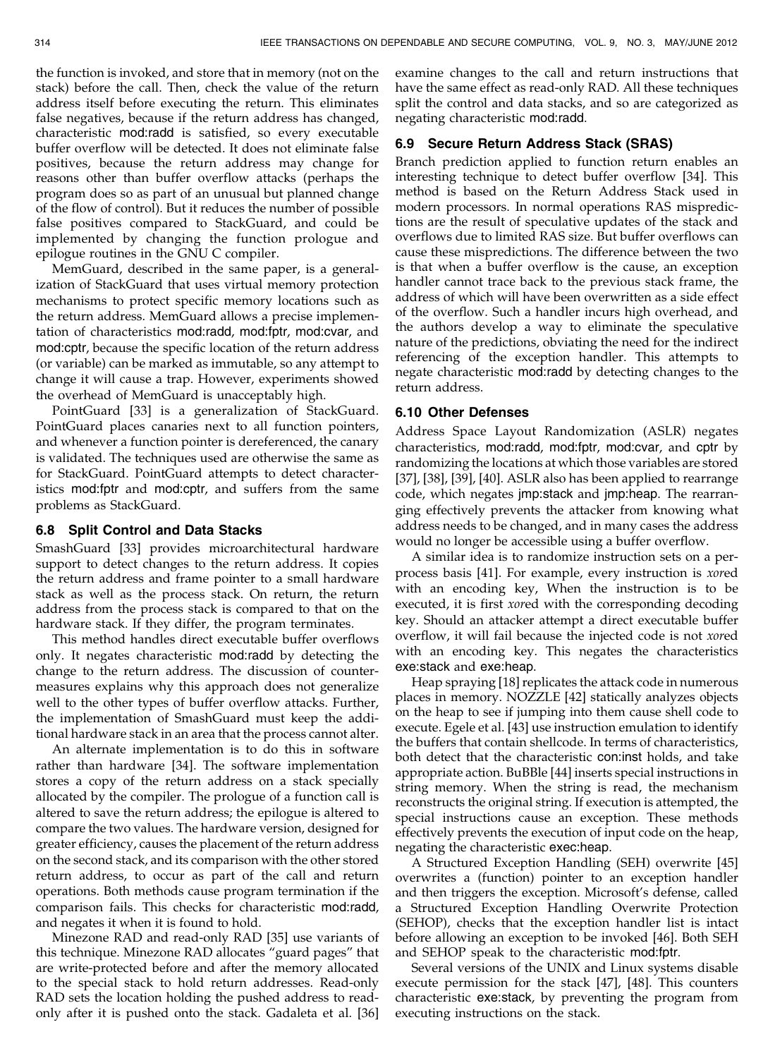the function is invoked, and store that in memory (not on the stack) before the call. Then, check the value of the return address itself before executing the return. This eliminates false negatives, because if the return address has changed, characteristic mod:radd is satisfied, so every executable buffer overflow will be detected. It does not eliminate false positives, because the return address may change for reasons other than buffer overflow attacks (perhaps the program does so as part of an unusual but planned change of the flow of control). But it reduces the number of possible false positives compared to StackGuard, and could be implemented by changing the function prologue and epilogue routines in the GNU C compiler.

MemGuard, described in the same paper, is a generalization of StackGuard that uses virtual memory protection mechanisms to protect specific memory locations such as the return address. MemGuard allows a precise implementation of characteristics mod:radd, mod:fptr, mod:cvar, and mod:cptr, because the specific location of the return address (or variable) can be marked as immutable, so any attempt to change it will cause a trap. However, experiments showed the overhead of MemGuard is unacceptably high.

PointGuard [33] is a generalization of StackGuard. PointGuard places canaries next to all function pointers, and whenever a function pointer is dereferenced, the canary is validated. The techniques used are otherwise the same as for StackGuard. PointGuard attempts to detect characteristics mod:fptr and mod:cptr, and suffers from the same problems as StackGuard.

### 6.8 Split Control and Data Stacks

SmashGuard [33] provides microarchitectural hardware support to detect changes to the return address. It copies the return address and frame pointer to a small hardware stack as well as the process stack. On return, the return address from the process stack is compared to that on the hardware stack. If they differ, the program terminates.

This method handles direct executable buffer overflows only. It negates characteristic mod:radd by detecting the change to the return address. The discussion of countermeasures explains why this approach does not generalize well to the other types of buffer overflow attacks. Further, the implementation of SmashGuard must keep the additional hardware stack in an area that the process cannot alter.

An alternate implementation is to do this in software rather than hardware [34]. The software implementation stores a copy of the return address on a stack specially allocated by the compiler. The prologue of a function call is altered to save the return address; the epilogue is altered to compare the two values. The hardware version, designed for greater efficiency, causes the placement of the return address on the second stack, and its comparison with the other stored return address, to occur as part of the call and return operations. Both methods cause program termination if the comparison fails. This checks for characteristic mod:radd, and negates it when it is found to hold.

Minezone RAD and read-only RAD [35] use variants of this technique. Minezone RAD allocates "guard pages" that are write-protected before and after the memory allocated to the special stack to hold return addresses. Read-only RAD sets the location holding the pushed address to read-only after it is pushed onto the stack. Gadaleta et al. [36] examine changes to the call and return instructions that have the same effect as read-only RAD. All these techniques split the control and data stacks, and so are categorized as negating characteristic mod:radd.

### 6.9 Secure Return Address Stack (SRAS)

Branch prediction applied to function return enables an interesting technique to detect buffer overflow [34]. This method is based on the Return Address Stack used in modern processors. In normal operations RAS mispredictions are the result of speculative updates of the stack and overflows due to limited RAS size. But buffer overflows can cause these mispredictions. The difference between the two is that when a buffer overflow is the cause, an exception handler cannot trace back to the previous stack frame, the address of which will have been overwritten as a side effect of the overflow. Such a handler incurs high overhead, and the authors develop a way to eliminate the speculative nature of the predictions, obviating the need for the indirect referencing of the exception handler. This attempts to negate characteristic mod:radd by detecting changes to the return address.

### 6.10 Other Defenses

Address Space Layout Randomization (ASLR) negates characteristics, mod:radd, mod:fptr, mod:cvar, and cptr by randomizing the locations at which those variables are stored [37], [38], [39], [40]. ASLR also has been applied to rearrange code, which negates jmp:stack and jmp:heap. The rearranging effectively prevents the attacker from knowing what address needs to be changed, and in many cases the address would no longer be accessible using a buffer overflow.

A similar idea is to randomize instruction sets on a per-process basis [41]. For example, every instruction is *xor*ed with an encoding key, When the instruction is to be executed, it is first *xor*ed with the corresponding decoding key. Should an attacker attempt a direct executable buffer overflow, it will fail because the injected code is not *xor*ed with an encoding key. This negates the characteristics exe:stack and exe:heap.

Heap spraying [18] replicates the attack code in numerous places in memory. NOZZLE [42] statically analyzes objects on the heap to see if jumping into them cause shell code to execute. Egele et al. [43] use instruction emulation to identify the buffers that contain shellcode. In terms of characteristics, both detect that the characteristic con:inst holds, and take appropriate action. BuBBle [44] inserts special instructions in string memory. When the string is read, the mechanism reconstructs the original string. If execution is attempted, the special instructions cause an exception. These methods effectively prevents the execution of input code on the heap, negating the characteristic exec:heap.

A Structured Exception Handling (SEH) overwrite [45] overwrites a (function) pointer to an exception handler and then triggers the exception. Microsoft's defense, called a Structured Exception Handling Overwrite Protection (SEHOP), checks that the exception handler list is intact before allowing an exception to be invoked [46]. Both SEH and SEHOP speak to the characteristic mod:fptr.

Several versions of the UNIX and Linux systems disable execute permission for the stack [47], [48]. This counters characteristic exe:stack, by preventing the program from executing instructions on the stack.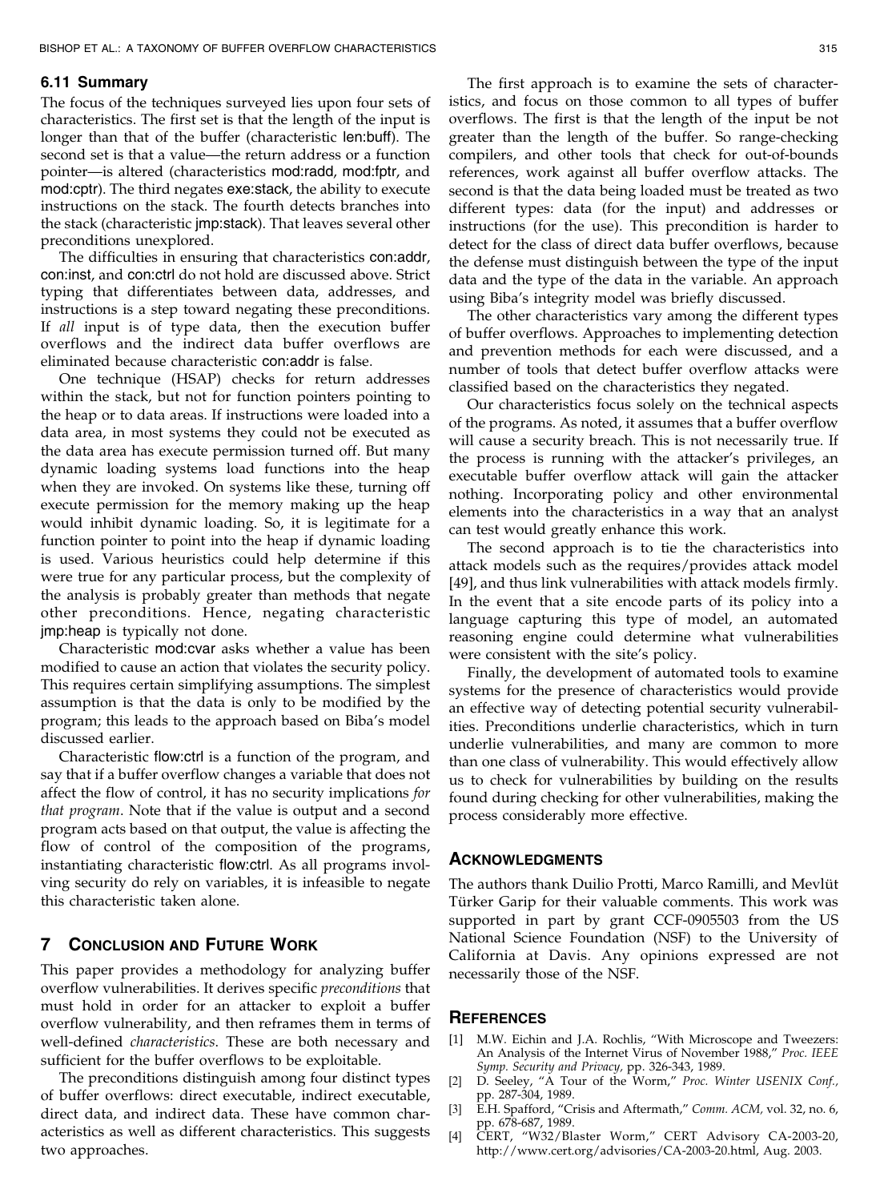### 6.11 Summary

The focus of the techniques surveyed lies upon four sets of characteristics. The first set is that the length of the input is longer than that of the buffer (characteristic len:buff). The second set is that a value—the return address or a function pointer—is altered (characteristics mod:radd, mod:fptr, and mod:cptr). The third negates exe:stack, the ability to execute instructions on the stack. The fourth detects branches into the stack (characteristic jmp:stack). That leaves several other preconditions unexplored.

The difficulties in ensuring that characteristics con:addr, con:inst, and con:ctrl do not hold are discussed above. Strict typing that differentiates between data, addresses, and instructions is a step toward negating these preconditions. If *all* input is of type data, then the execution buffer overflows and the indirect data buffer overflows are eliminated because characteristic con:addr is false.

One technique (HSAP) checks for return addresses within the stack, but not for function pointers pointing to the heap or to data areas. If instructions were loaded into a data area, in most systems they could not be executed as the data area has execute permission turned off. But many dynamic loading systems load functions into the heap when they are invoked. On systems like these, turning off execute permission for the memory making up the heap would inhibit dynamic loading. So, it is legitimate for a function pointer to point into the heap if dynamic loading is used. Various heuristics could help determine if this were true for any particular process, but the complexity of the analysis is probably greater than methods that negate other preconditions. Hence, negating characteristic jmp:heap is typically not done.

Characteristic mod:cvar asks whether a value has been modified to cause an action that violates the security policy. This requires certain simplifying assumptions. The simplest assumption is that the data is only to be modified by the program; this leads to the approach based on Biba's model discussed earlier.

Characteristic flow:ctrl is a function of the program, and say that if a buffer overflow changes a variable that does not affect the flow of control, it has no security implications *for that program*. Note that if the value is output and a second program acts based on that output, the value is affecting the flow of control of the composition of the programs, instantiating characteristic flow:ctrl. As all programs involving security do rely on variables, it is infeasible to negate this characteristic taken alone.

## 7 Conclusion and Future Work

This paper provides a methodology for analyzing buffer overflow vulnerabilities. It derives specific *preconditions* that must hold in order for an attacker to exploit a buffer overflow vulnerability, and then reframes them in terms of well-defined *characteristics*. These are both necessary and sufficient for the buffer overflows to be exploitable.

The preconditions distinguish among four distinct types of buffer overflows: direct executable, indirect executable, direct data, and indirect data. These have common characteristics as well as different characteristics. This suggests two approaches.

The first approach is to examine the sets of characteristics, and focus on those common to all types of buffer overflows. The first is that the length of the input be not greater than the length of the buffer. So range-checking compilers, and other tools that check for out-of-bounds references, work against all buffer overflow attacks. The second is that the data being loaded must be treated as two different types: data (for the input) and addresses or instructions (for the use). This precondition is harder to detect for the class of direct data buffer overflows, because the defense must distinguish between the type of the input data and the type of the data in the variable. An approach using Biba's integrity model was briefly discussed.

The other characteristics vary among the different types of buffer overflows. Approaches to implementing detection and prevention methods for each were discussed, and a number of tools that detect buffer overflow attacks were classified based on the characteristics they negated.

Our characteristics focus solely on the technical aspects of the programs. As noted, it assumes that a buffer overflow will cause a security breach. This is not necessarily true. If the process is running with the attacker's privileges, an executable buffer overflow attack will gain the attacker nothing. Incorporating policy and other environmental elements into the characteristics in a way that an analyst can test would greatly enhance this work.

The second approach is to tie the characteristics into attack models such as the requires/provides attack model [49], and thus link vulnerabilities with attack models firmly. In the event that a site encode parts of its policy into a language capturing this type of model, an automated reasoning engine could determine what vulnerabilities were consistent with the site's policy.

Finally, the development of automated tools to examine systems for the presence of characteristics would provide an effective way of detecting potential security vulnerabilities. Preconditions underlie characteristics, which in turn underlie vulnerabilities, and many are common to more than one class of vulnerability. This would effectively allow us to check for vulnerabilities by building on the results found during checking for other vulnerabilities, making the process considerably more effective.

## Acknowledgments

The authors thank Duilio Protti, Marco Ramilli, and Mevlüt Türker Garip for their valuable comments. This work was supported in part by grant CCF-0905503 from the US National Science Foundation (NSF) to the University of California at Davis. Any opinions expressed are not necessarily those of the NSF.

## References

[1] M.W. Eichin and J.A. Rochlis, "With Microscope and Tweezers: An Analysis of the Internet Virus of November 1988," *Proc. IEEE Symp. Security and Privacy,* pp. 326-343, 1989.

[2] D. Seeley, "A Tour of the Worm," *Proc. Winter USENIX Conf.,* pp. 287-304, 1989.

[3] E.H. Spafford, "Crisis and Aftermath," *Comm. ACM,* vol. 32, no. 6, pp. 678-687, 1989.

[4] CERT, "W32/Blaster Worm," CERT Advisory CA-2003-20, http://www.cert.org/advisories/CA-2003-20.html, Aug. 2003.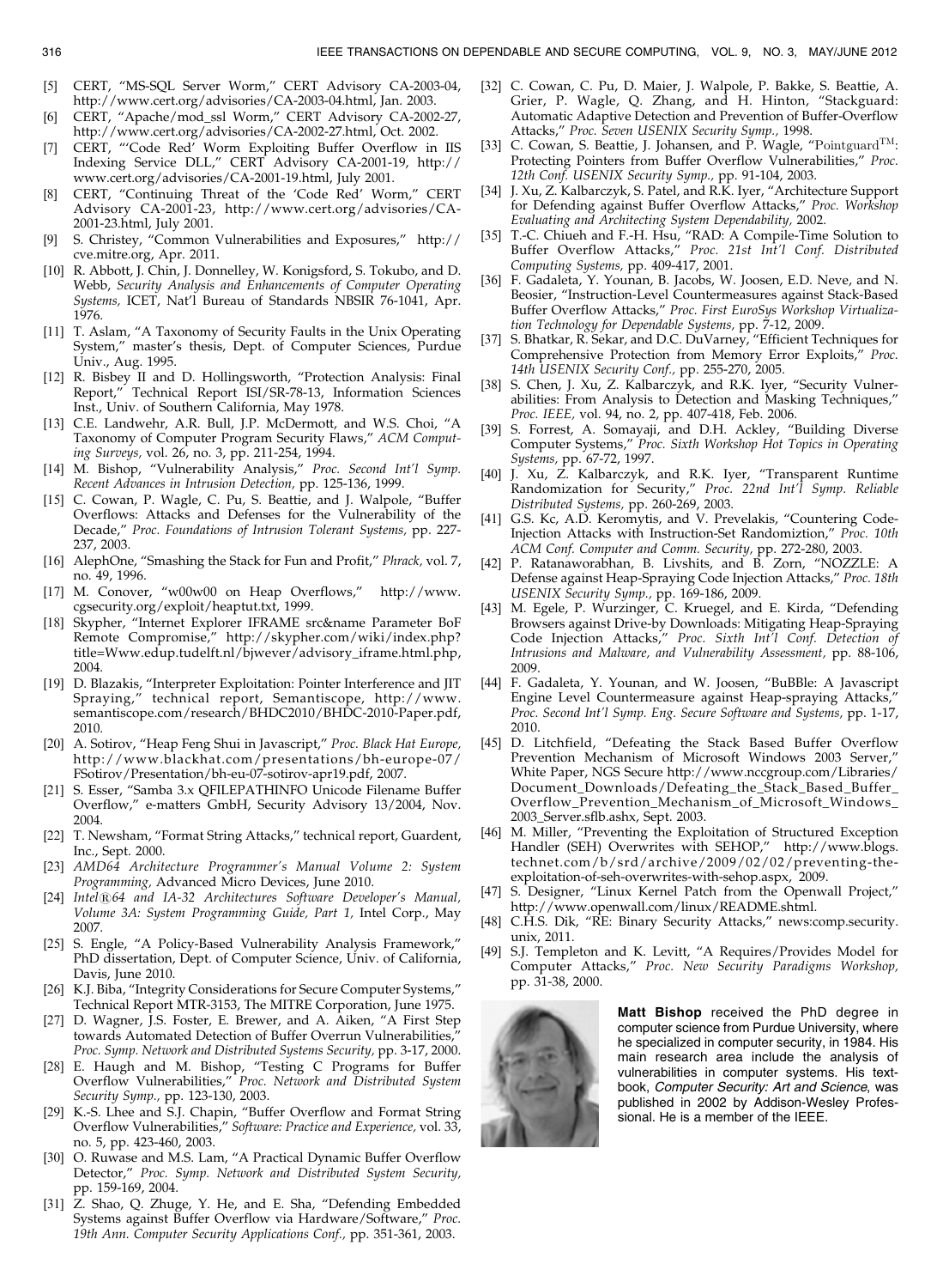[5] CERT, "MS-SQL Server Worm," CERT Advisory CA-2003-04, http://www.cert.org/advisories/CA-2003-04.html, Jan. 2003.

[6] CERT, "Apache/mod_ssl Worm," CERT Advisory CA-2002-27, http://www.cert.org/advisories/CA-2002-27.html, Oct. 2002.

[7] CERT, "'Code Red' Worm Exploiting Buffer Overflow in IIS Indexing Service DLL," CERT Advisory CA-2001-19, http://www.cert.org/advisories/CA-2001-19.html, July 2001.

[8] CERT, "Continuing Threat of the 'Code Red' Worm," CERT Advisory CA-2001-23, http://www.cert.org/advisories/CA-2001-23.html, July 2001.

[9] S. Christey, "Common Vulnerabilities and Exposures," http://cve.mitre.org, Apr. 2011.

[10] R. Abbott, J. Chin, J. Donnelley, W. Konigsford, S. Tokubo, and D. Webb, *Security Analysis and Enhancements of Computer Operating Systems,* ICET, Nat'l Bureau of Standards NBSIR 76-1041, Apr. 1976.

[11] T. Aslam, "A Taxonomy of Security Faults in the Unix Operating System," master's thesis, Dept. of Computer Sciences, Purdue Univ., Aug. 1995.

[12] R. Bisbey II and D. Hollingsworth, "Protection Analysis: Final Report," Technical Report ISI/SR-78-13, Information Sciences Inst., Univ. of Southern California, May 1978.

[13] C.E. Landwehr, A.R. Bull, J.P. McDermott, and W.S. Choi, "A Taxonomy of Computer Program Security Flaws," *ACM Computing Surveys,* vol. 26, no. 3, pp. 211-254, 1994.

[14] M. Bishop, "Vulnerability Analysis," *Proc. Second Int'l Symp. Recent Advances in Intrusion Detection,* pp. 125-136, 1999.

[15] C. Cowan, P. Wagle, C. Pu, S. Beattie, and J. Walpole, "Buffer Overflows: Attacks and Defenses for the Vulnerability of the Decade," *Proc. Foundations of Intrusion Tolerant Systems,* pp. 227-237, 2003.

[16] AlephOne, "Smashing the Stack for Fun and Profit," *Phrack,* vol. 7, no. 49, 1996.

[17] M. Conover, "w00w00 on Heap Overflows," http://www.cgsecurity.org/exploit/heaptut.txt, 1999.

[18] Skypher, "Internet Explorer IFRAME src&name Parameter BoF Remote Compromise," http://skypher.com/wiki/index.php?title=Www.edup.tudelft.nl/bjwever/advisory_iframe.html.php, 2004.

[19] D. Blazakis, "Interpreter Exploitation: Pointer Interference and JIT Spraying," technical report, Semantiscope, http://www.semantiscope.com/research/BHDC2010/BHDC-2010-Paper.pdf, 2010.

[20] A. Sotirov, "Heap Feng Shui in Javascript," *Proc. Black Hat Europe,* http://www.blackhat.com/presentations/bh-europe-07/FSotirov/Presentation/bh-eu-07-sotirov-apr19.pdf, 2007.

[21] S. Esser, "Samba 3.x QFILEPATHINFO Unicode Filename Buffer Overflow," e-matters GmbH, Security Advisory 13/2004, Nov. 2004.

[22] T. Newsham, "Format String Attacks," technical report, Guardent, Inc., Sept. 2000.

[23] *AMD64 Architecture Programmer's Manual Volume 2: System Programming,* Advanced Micro Devices, June 2010.

[24] *Intel®64 and IA-32 Architectures Software Developer's Manual, Volume 3A: System Programming Guide, Part 1,* Intel Corp., May 2007.

[25] S. Engle, "A Policy-Based Vulnerability Analysis Framework," PhD dissertation, Dept. of Computer Science, Univ. of California, Davis, June 2010.

[26] K.J. Biba, "Integrity Considerations for Secure Computer Systems," Technical Report MTR-3153, The MITRE Corporation, June 1975.

[27] D. Wagner, J.S. Foster, E. Brewer, and A. Aiken, "A First Step towards Automated Detection of Buffer Overrun Vulnerabilities," *Proc. Symp. Network and Distributed Systems Security,* pp. 3-17, 2000.

[28] E. Haugh and M. Bishop, "Testing C Programs for Buffer Overflow Vulnerabilities," *Proc. Network and Distributed System Security Symp.,* pp. 123-130, 2003.

[29] K.-S. Lhee and S.J. Chapin, "Buffer Overflow and Format String Overflow Vulnerabilities," *Software: Practice and Experience,* vol. 33, no. 5, pp. 423-460, 2003.

[30] O. Ruwase and M.S. Lam, "A Practical Dynamic Buffer Overflow Detector," *Proc. Symp. Network and Distributed System Security,* pp. 159-169, 2004.

[31] Z. Shao, Q. Zhuge, Y. He, and E. Sha, "Defending Embedded Systems against Buffer Overflow via Hardware/Software," *Proc. 19th Ann. Computer Security Applications Conf.,* pp. 351-361, 2003.

[32] C. Cowan, C. Pu, D. Maier, J. Walpole, P. Bakke, S. Beattie, A. Grier, P. Wagle, Q. Zhang, and H. Hinton, "Stackguard: Automatic Adaptive Detection and Prevention of Buffer-Overflow Attacks," *Proc. Seven USENIX Security Symp.,* 1998.

[33] C. Cowan, S. Beattie, J. Johansen, and P. Wagle, "Pointguard$^{TM}$: Protecting Pointers from Buffer Overflow Vulnerabilities," *Proc. 12th Conf. USENIX Security Symp.,* pp. 91-104, 2003.

[34] J. Xu, Z. Kalbarczyk, S. Patel, and R.K. Iyer, "Architecture Support for Defending against Buffer Overflow Attacks," *Proc. Workshop Evaluating and Architecting System Dependability,* 2002.

[35] T.-C. Chiueh and F.-H. Hsu, "RAD: A Compile-Time Solution to Buffer Overflow Attacks," *Proc. 21st Int'l Conf. Distributed Computing Systems,* pp. 409-417, 2001.

[36] F. Gadaleta, Y. Younan, B. Jacobs, W. Joosen, E.D. Neve, and N. Beosier, "Instruction-Level Countermeasures against Stack-Based Buffer Overflow Attacks," *Proc. First EuroSys Workshop Virtualization Technology for Dependable Systems,* pp. 7-12, 2009.

[37] S. Bhatkar, R. Sekar, and D.C. DuVarney, "Efficient Techniques for Comprehensive Protection from Memory Error Exploits," *Proc. 14th USENIX Security Conf.,* pp. 255-270, 2005.

[38] S. Chen, J. Xu, Z. Kalbarczyk, and R.K. Iyer, "Security Vulnerabilities: From Analysis to Detection and Masking Techniques," *Proc. IEEE,* vol. 94, no. 2, pp. 407-418, Feb. 2006.

[39] S. Forrest, A. Somayaji, and D.H. Ackley, "Building Diverse Computer Systems," *Proc. Sixth Workshop Hot Topics in Operating Systems,* pp. 67-72, 1997.

[40] J. Xu, Z. Kalbarczyk, and R.K. Iyer, "Transparent Runtime Randomization for Security," *Proc. 22nd Int'l Symp. Reliable Distributed Systems,* pp. 260-269, 2003.

[41] G.S. Kc, A.D. Keromytis, and V. Prevelakis, "Countering Code-Injection Attacks with Instruction-Set Randomiztion," *Proc. 10th ACM Conf. Computer and Comm. Security,* pp. 272-280, 2003.

[42] P. Ratanaworabhan, B. Livshits, and B. Zorn, "NOZZLE: A Defense against Heap-Spraying Code Injection Attacks," *Proc. 18th USENIX Security Symp.,* pp. 169-186, 2009.

[43] M. Egele, P. Wurzinger, C. Kruegel, and E. Kirda, "Defending Browsers against Drive-by Downloads: Mitigating Heap-Spraying Code Injection Attacks," *Proc. Sixth Int'l Conf. Detection of Intrusions and Malware, and Vulnerability Assessment,* pp. 88-106, 2009.

[44] F. Gadaleta, Y. Younan, and W. Joosen, "BuBBle: A Javascript Engine Level Countermeasure against Heap-spraying Attacks," *Proc. Second Int'l Symp. Eng. Secure Software and Systems,* pp. 1-17, 2010.

[45] D. Litchfield, "Defeating the Stack Based Buffer Overflow Prevention Mechanism of Microsoft Windows 2003 Server," White Paper, NGS Secure http://www.nccgroup.com/Libraries/Document_Downloads/Defeating_the_Stack_Based_Buffer_Overflow_Prevention_Mechanism_of_Microsoft_Windows_2003_Server.sflb.ashx, Sept. 2003.

[46] M. Miller, "Preventing the Exploitation of Structured Exception Handler (SEH) Overwrites with SEHOP," http://www.blogs.technet.com/b/srd/archive/2009/02/02/preventing-the-exploitation-of-seh-overwrites-with-sehop.aspx, 2009.

[47] S. Designer, "Linux Kernel Patch from the Openwall Project," http://www.openwall.com/linux/README.shtml.

[48] C.H.S. Dik, "RE: Binary Security Attacks," news:comp.security.unix, 2011.

[49] S.J. Templeton and K. Levitt, "A Requires/Provides Model for Computer Attacks," *Proc. New Security Paradigms Workshop,* pp. 31-38, 2000.

**Matt Bishop** received the PhD degree in computer science from Purdue University, where he specialized in computer security, in 1984. His main research area include the analysis of vulnerabilities in computer systems. His textbook, *Computer Security: Art and Science*, was published in 2002 by Addison-Wesley Professional. He is a member of the IEEE.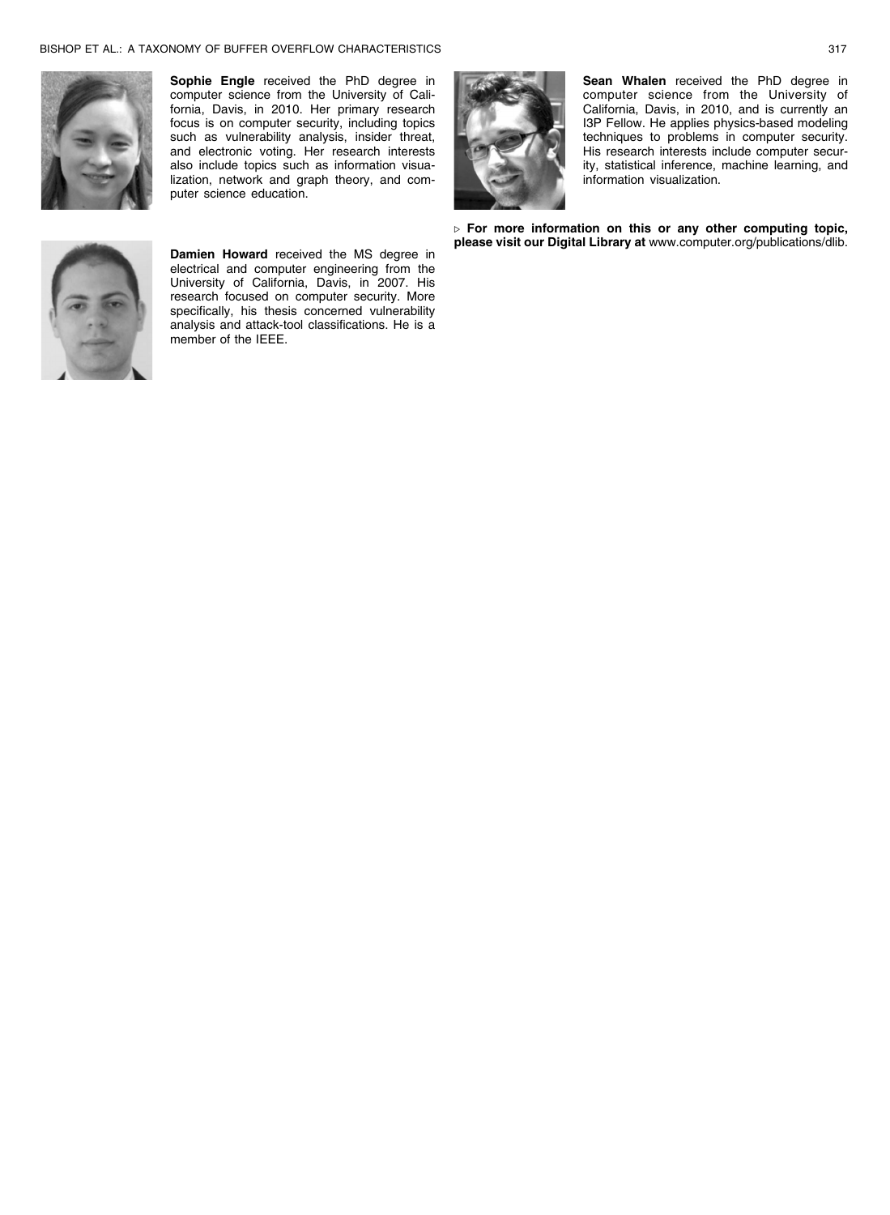**Sophie Engle** received the PhD degree in computer science from the University of California, Davis, in 2010. Her primary research focus is on computer security, including topics such as vulnerability analysis, insider threat, and electronic voting. Her research interests also include topics such as information visualization, network and graph theory, and computer science education.

**Damien Howard** received the MS degree in electrical and computer engineering from the University of California, Davis, in 2007. His research focused on computer security. More specifically, his thesis concerned vulnerability analysis and attack-tool classifications. He is a member of the IEEE.

**Sean Whalen** received the PhD degree in computer science from the University of California, Davis, in 2010, and is currently an I3P Fellow. He applies physics-based modeling techniques to problems in computer security. His research interests include computer security, statistical inference, machine learning, and information visualization.

▷ **For more information on this or any other computing topic, please visit our Digital Library at** www.computer.org/publications/dlib.